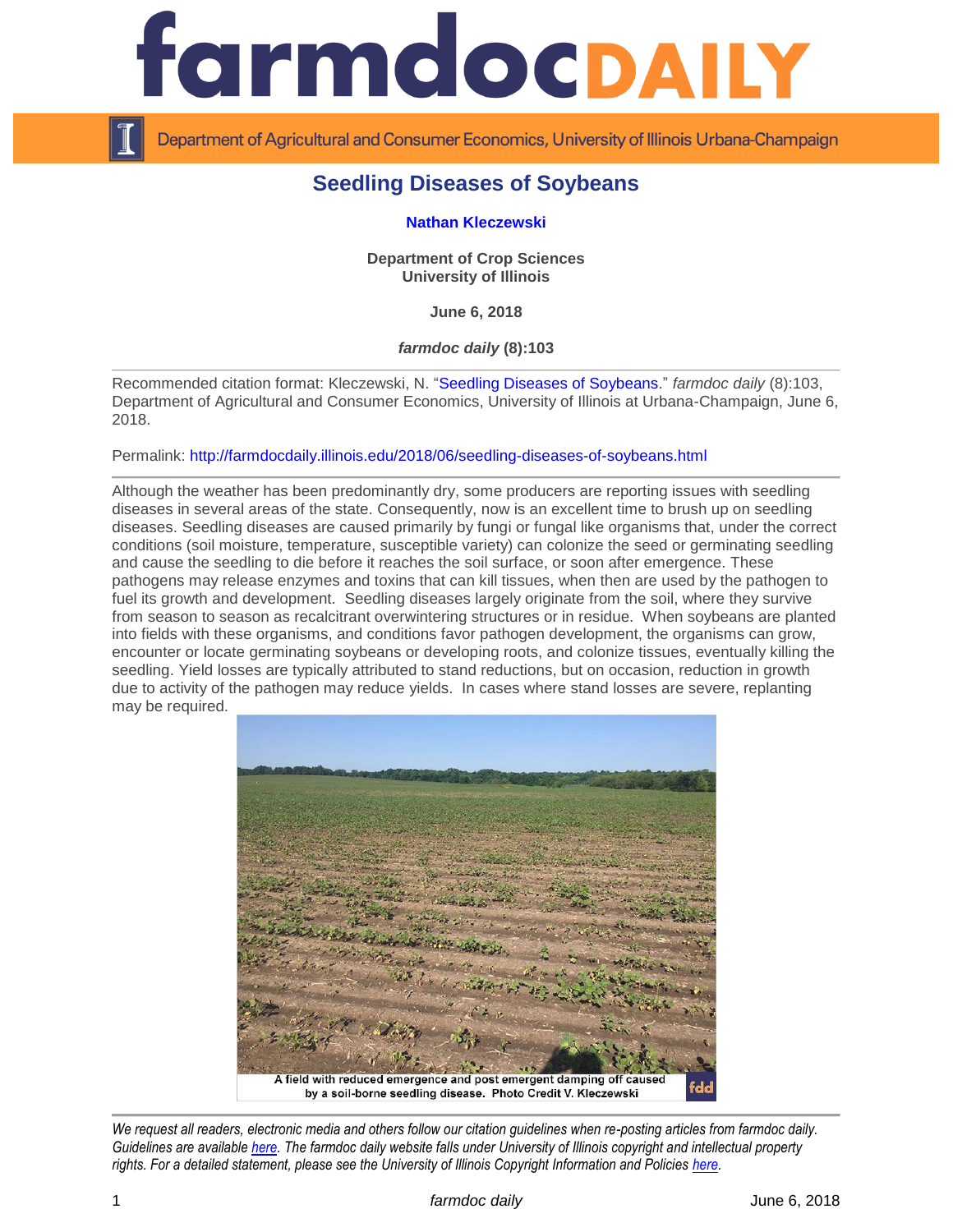# Seedling Diseases of Soybeans

**Nathan Kleczewski**

**Department of Crop Sciences**
**University of Illinois**

**June 6, 2018**

***farmdoc daily* (8):103**

Recommended citation format: Kleczewski, N. "Seedling Diseases of Soybeans." *farmdoc daily* (8):103, Department of Agricultural and Consumer Economics, University of Illinois at Urbana-Champaign, June 6, 2018.

Permalink: http://farmdocdaily.illinois.edu/2018/06/seedling-diseases-of-soybeans.html

Although the weather has been predominantly dry, some producers are reporting issues with seedling diseases in several areas of the state. Consequently, now is an excellent time to brush up on seedling diseases. Seedling diseases are caused primarily by fungi or fungal like organisms that, under the correct conditions (soil moisture, temperature, susceptible variety) can colonize the seed or germinating seedling and cause the seedling to die before it reaches the soil surface, or soon after emergence. These pathogens may release enzymes and toxins that can kill tissues, when then are used by the pathogen to fuel its growth and development. Seedling diseases largely originate from the soil, where they survive from season to season as recalcitrant overwintering structures or in residue. When soybeans are planted into fields with these organisms, and conditions favor pathogen development, the organisms can grow, encounter or locate germinating soybeans or developing roots, and colonize tissues, eventually killing the seedling. Yield losses are typically attributed to stand reductions, but on occasion, reduction in growth due to activity of the pathogen may reduce yields. In cases where stand losses are severe, replanting may be required.

A field with reduced emergence and post emergent damping off caused by a soil-borne seedling disease. Photo Credit V. Kleczewski

*We request all readers, electronic media and others follow our citation guidelines when re-posting articles from farmdoc daily. Guidelines are available here. The farmdoc daily website falls under University of Illinois copyright and intellectual property rights. For a detailed statement, please see the University of Illinois Copyright Information and Policies here.*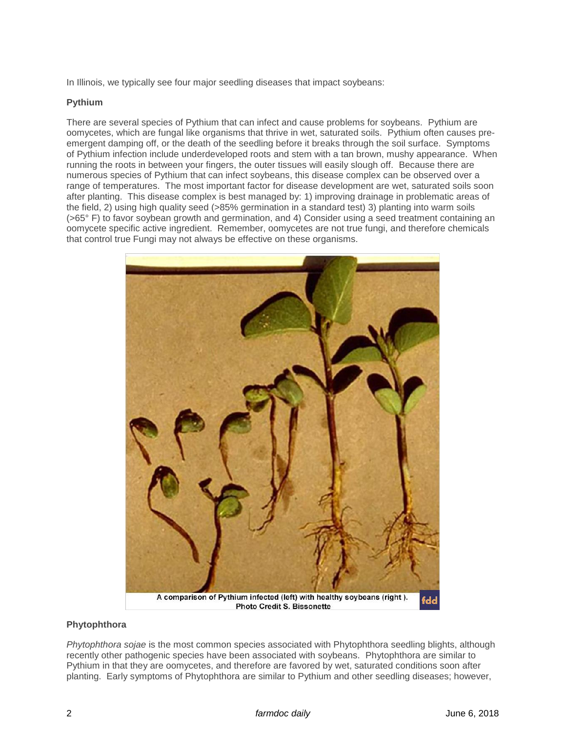In Illinois, we typically see four major seedling diseases that impact soybeans:

**Pythium**

There are several species of Pythium that can infect and cause problems for soybeans. Pythium are oomycetes, which are fungal like organisms that thrive in wet, saturated soils. Pythium often causes pre-emergent damping off, or the death of the seedling before it breaks through the soil surface. Symptoms of Pythium infection include underdeveloped roots and stem with a tan brown, mushy appearance. When running the roots in between your fingers, the outer tissues will easily slough off. Because there are numerous species of Pythium that can infect soybeans, this disease complex can be observed over a range of temperatures. The most important factor for disease development are wet, saturated soils soon after planting. This disease complex is best managed by: 1) improving drainage in problematic areas of the field, 2) using high quality seed (>85% germination in a standard test) 3) planting into warm soils (>65° F) to favor soybean growth and germination, and 4) Consider using a seed treatment containing an oomycete specific active ingredient. Remember, oomycetes are not true fungi, and therefore chemicals that control true Fungi may not always be effective on these organisms.

A comparison of Pythium infected (left) with healthy soybeans (right ).
Photo Credit S. Bissonette

**Phytophthora**

*Phytophthora sojae* is the most common species associated with Phytophthora seedling blights, although recently other pathogenic species have been associated with soybeans. Phytophthora are similar to Pythium in that they are oomycetes, and therefore are favored by wet, saturated conditions soon after planting. Early symptoms of Phytophthora are similar to Pythium and other seedling diseases; however,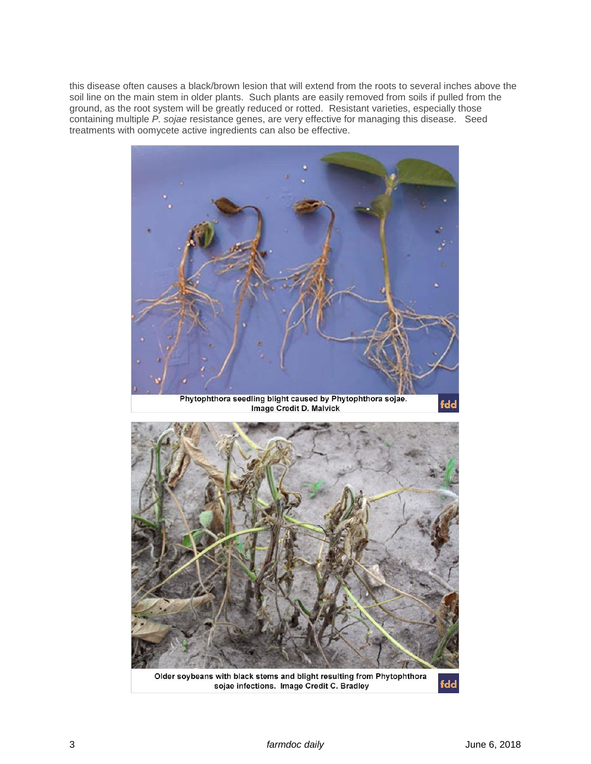this disease often causes a black/brown lesion that will extend from the roots to several inches above the soil line on the main stem in older plants. Such plants are easily removed from soils if pulled from the ground, as the root system will be greatly reduced or rotted. Resistant varieties, especially those containing multiple *P. sojae* resistance genes, are very effective for managing this disease. Seed treatments with oomycete active ingredients can also be effective.

Phytophthora seedling blight caused by Phytophthora sojae. Image Credit D. Malvick

Older soybeans with black stems and blight resulting from Phytophthora sojae infections. Image Credit C. Bradley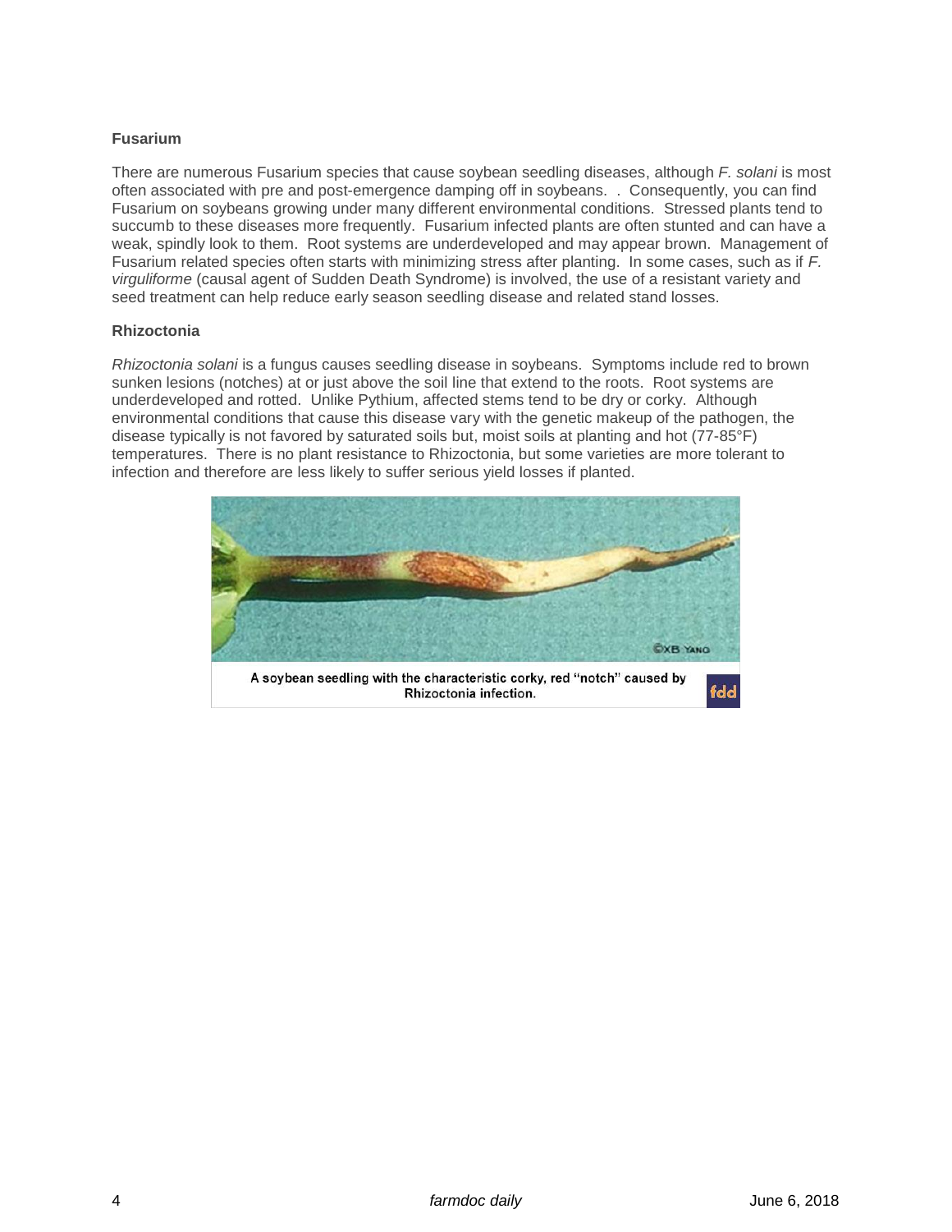### Fusarium

There are numerous Fusarium species that cause soybean seedling diseases, although *F. solani* is most often associated with pre and post-emergence damping off in soybeans. . Consequently, you can find Fusarium on soybeans growing under many different environmental conditions. Stressed plants tend to succumb to these diseases more frequently. Fusarium infected plants are often stunted and can have a weak, spindly look to them. Root systems are underdeveloped and may appear brown. Management of Fusarium related species often starts with minimizing stress after planting. In some cases, such as if *F. virguliforme* (causal agent of Sudden Death Syndrome) is involved, the use of a resistant variety and seed treatment can help reduce early season seedling disease and related stand losses.

### Rhizoctonia

*Rhizoctonia solani* is a fungus causes seedling disease in soybeans. Symptoms include red to brown sunken lesions (notches) at or just above the soil line that extend to the roots. Root systems are underdeveloped and rotted. Unlike Pythium, affected stems tend to be dry or corky. Although environmental conditions that cause this disease vary with the genetic makeup of the pathogen, the disease typically is not favored by saturated soils but, moist soils at planting and hot (77-85°F) temperatures. There is no plant resistance to Rhizoctonia, but some varieties are more tolerant to infection and therefore are less likely to suffer serious yield losses if planted.

A soybean seedling with the characteristic corky, red "notch" caused by Rhizoctonia infection.